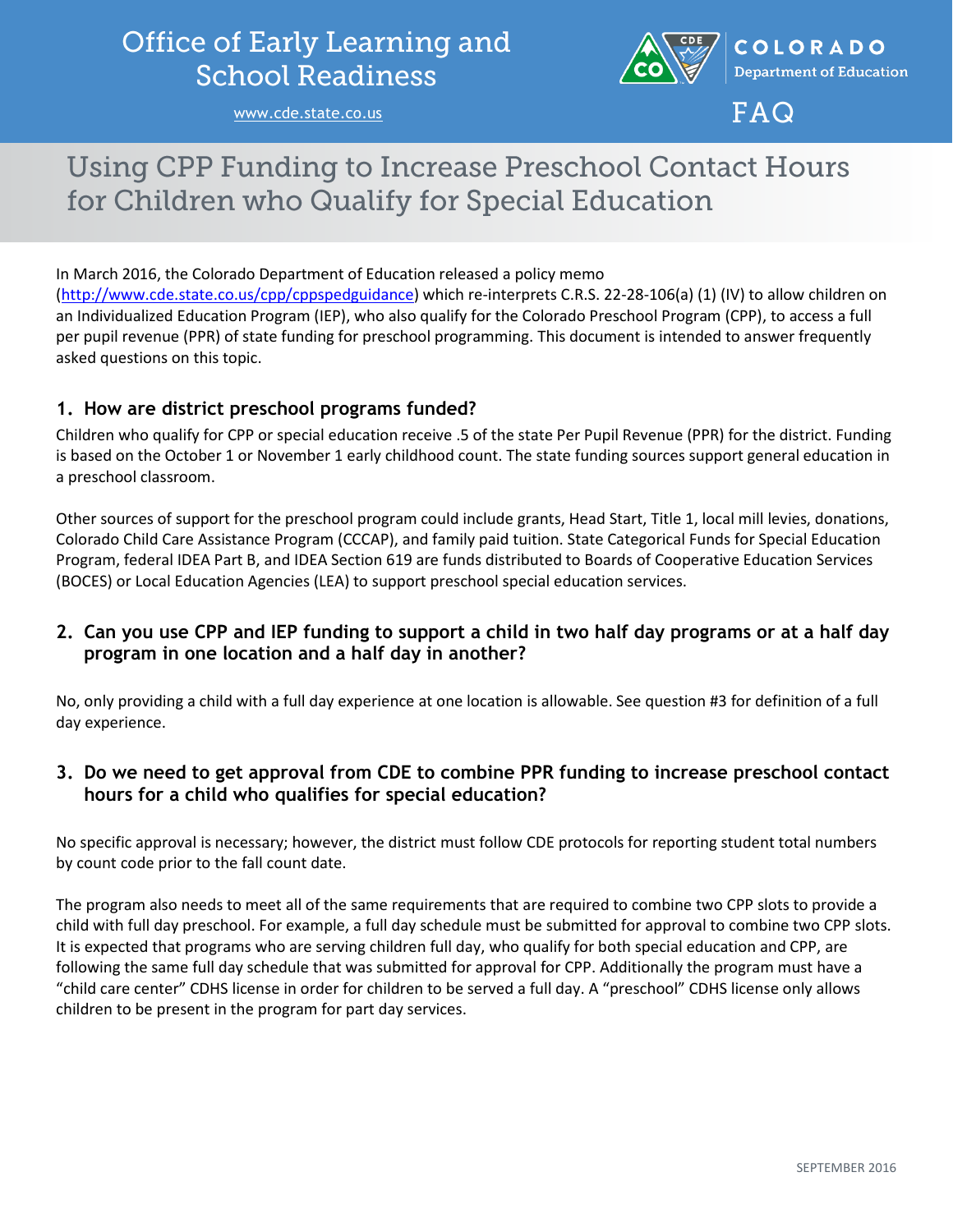# Office of Early Learning and School Readiness

www.cde.state.co.us

COLORADO Department of Education

FAQ

## Using CPP Funding to Increase Preschool Contact Hours for Children who Qualify for Special Education

In March 2016, the Colorado Department of Education released a policy memo (http://www.cde.state.co.us/cpp/cppspedguidance) which re-interprets C.R.S. 22-28-106(a) (1) (IV) to allow children on an Individualized Education Program (IEP), who also qualify for the Colorado Preschool Program (CPP), to access a full per pupil revenue (PPR) of state funding for preschool programming. This document is intended to answer frequently asked questions on this topic.

### 1. How are district preschool programs funded?

Children who qualify for CPP or special education receive .5 of the state Per Pupil Revenue (PPR) for the district. Funding is based on the October 1 or November 1 early childhood count. The state funding sources support general education in a preschool classroom.

Other sources of support for the preschool program could include grants, Head Start, Title 1, local mill levies, donations, Colorado Child Care Assistance Program (CCCAP), and family paid tuition. State Categorical Funds for Special Education Program, federal IDEA Part B, and IDEA Section 619 are funds distributed to Boards of Cooperative Education Services (BOCES) or Local Education Agencies (LEA) to support preschool special education services.

### 2. Can you use CPP and IEP funding to support a child in two half day programs or at a half day program in one location and a half day in another?

No, only providing a child with a full day experience at one location is allowable. See question #3 for definition of a full day experience.

### 3. Do we need to get approval from CDE to combine PPR funding to increase preschool contact hours for a child who qualifies for special education?

No specific approval is necessary; however, the district must follow CDE protocols for reporting student total numbers by count code prior to the fall count date.

The program also needs to meet all of the same requirements that are required to combine two CPP slots to provide a child with full day preschool. For example, a full day schedule must be submitted for approval to combine two CPP slots. It is expected that programs who are serving children full day, who qualify for both special education and CPP, are following the same full day schedule that was submitted for approval for CPP. Additionally the program must have a "child care center" CDHS license in order for children to be served a full day. A "preschool" CDHS license only allows children to be present in the program for part day services.

SEPTEMBER 2016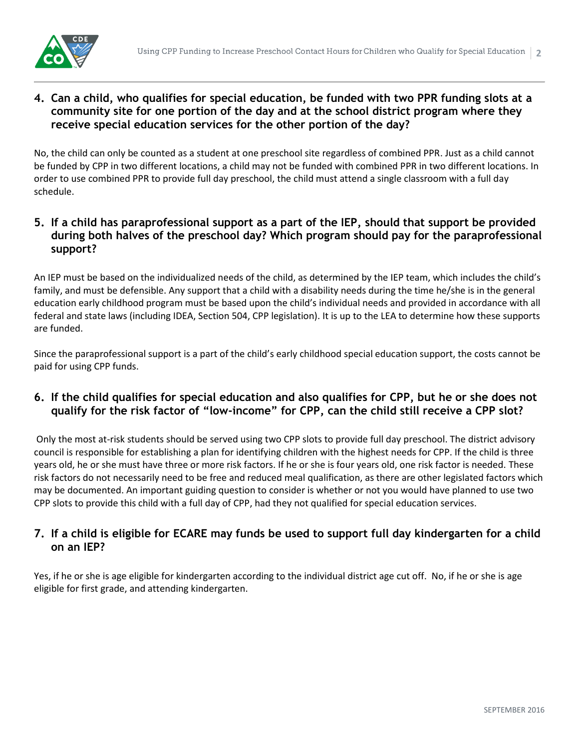## 4. Can a child, who qualifies for special education, be funded with two PPR funding slots at a community site for one portion of the day and at the school district program where they receive special education services for the other portion of the day?

No, the child can only be counted as a student at one preschool site regardless of combined PPR. Just as a child cannot be funded by CPP in two different locations, a child may not be funded with combined PPR in two different locations. In order to use combined PPR to provide full day preschool, the child must attend a single classroom with a full day schedule.

## 5. If a child has paraprofessional support as a part of the IEP, should that support be provided during both halves of the preschool day? Which program should pay for the paraprofessional support?

An IEP must be based on the individualized needs of the child, as determined by the IEP team, which includes the child's family, and must be defensible. Any support that a child with a disability needs during the time he/she is in the general education early childhood program must be based upon the child's individual needs and provided in accordance with all federal and state laws (including IDEA, Section 504, CPP legislation). It is up to the LEA to determine how these supports are funded.

Since the paraprofessional support is a part of the child's early childhood special education support, the costs cannot be paid for using CPP funds.

## 6. If the child qualifies for special education and also qualifies for CPP, but he or she does not qualify for the risk factor of "low-income" for CPP, can the child still receive a CPP slot?

Only the most at-risk students should be served using two CPP slots to provide full day preschool. The district advisory council is responsible for establishing a plan for identifying children with the highest needs for CPP. If the child is three years old, he or she must have three or more risk factors. If he or she is four years old, one risk factor is needed. These risk factors do not necessarily need to be free and reduced meal qualification, as there are other legislated factors which may be documented. An important guiding question to consider is whether or not you would have planned to use two CPP slots to provide this child with a full day of CPP, had they not qualified for special education services.

## 7. If a child is eligible for ECARE may funds be used to support full day kindergarten for a child on an IEP?

Yes, if he or she is age eligible for kindergarten according to the individual district age cut off. No, if he or she is age eligible for first grade, and attending kindergarten.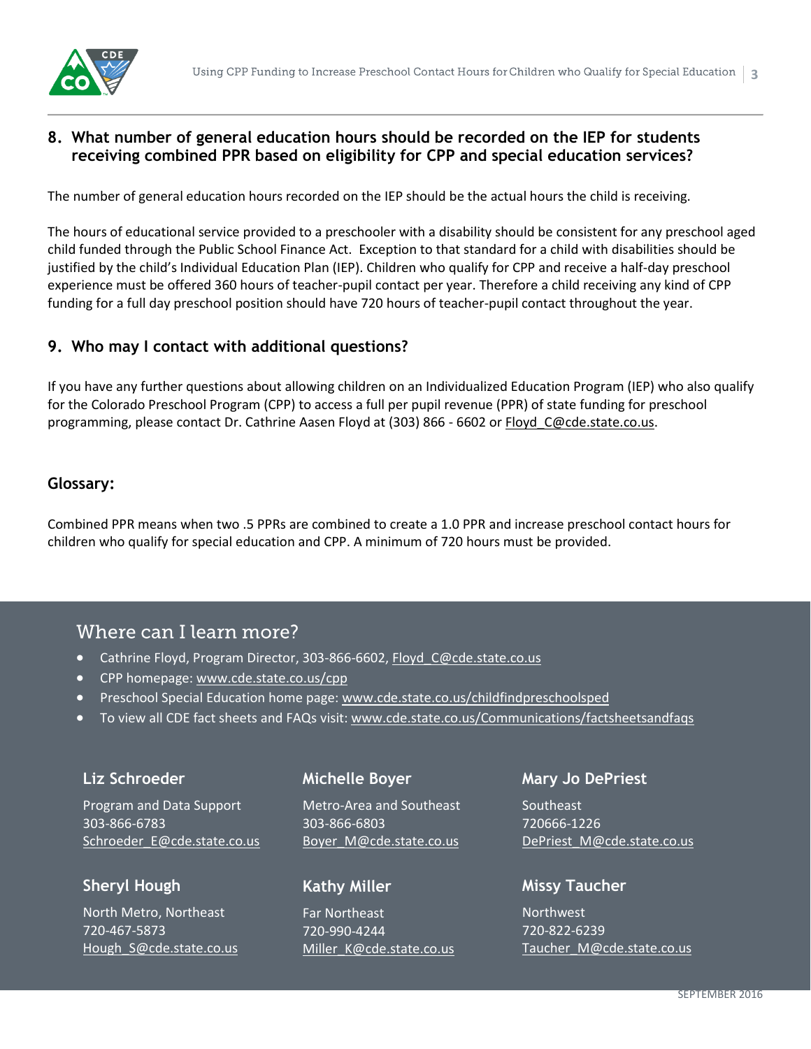## 8. What number of general education hours should be recorded on the IEP for students receiving combined PPR based on eligibility for CPP and special education services?

The number of general education hours recorded on the IEP should be the actual hours the child is receiving.

The hours of educational service provided to a preschooler with a disability should be consistent for any preschool aged child funded through the Public School Finance Act. Exception to that standard for a child with disabilities should be justified by the child's Individual Education Plan (IEP). Children who qualify for CPP and receive a half-day preschool experience must be offered 360 hours of teacher-pupil contact per year. Therefore a child receiving any kind of CPP funding for a full day preschool position should have 720 hours of teacher-pupil contact throughout the year.

## 9. Who may I contact with additional questions?

If you have any further questions about allowing children on an Individualized Education Program (IEP) who also qualify for the Colorado Preschool Program (CPP) to access a full per pupil revenue (PPR) of state funding for preschool programming, please contact Dr. Cathrine Aasen Floyd at (303) 866 - 6602 or Floyd_C@cde.state.co.us.

### Glossary:

Combined PPR means when two .5 PPRs are combined to create a 1.0 PPR and increase preschool contact hours for children who qualify for special education and CPP. A minimum of 720 hours must be provided.

## Where can I learn more?

- Cathrine Floyd, Program Director, 303-866-6602, Floyd_C@cde.state.co.us
- CPP homepage: www.cde.state.co.us/cpp
- Preschool Special Education home page: www.cde.state.co.us/childfindpreschoolsped
- To view all CDE fact sheets and FAQs visit: www.cde.state.co.us/Communications/factsheetsandfaqs

**Liz Schroeder**
Program and Data Support
303-866-6783
Schroeder_E@cde.state.co.us

**Michelle Boyer**
Metro-Area and Southeast
303-866-6803
Boyer_M@cde.state.co.us

**Mary Jo DePriest**
Southeast
720666-1226
DePriest_M@cde.state.co.us

**Sheryl Hough**
North Metro, Northeast
720-467-5873
Hough_S@cde.state.co.us

**Kathy Miller**
Far Northeast
720-990-4244
Miller_K@cde.state.co.us

**Missy Taucher**
Northwest
720-822-6239
Taucher_M@cde.state.co.us

SEPTEMBER 2016